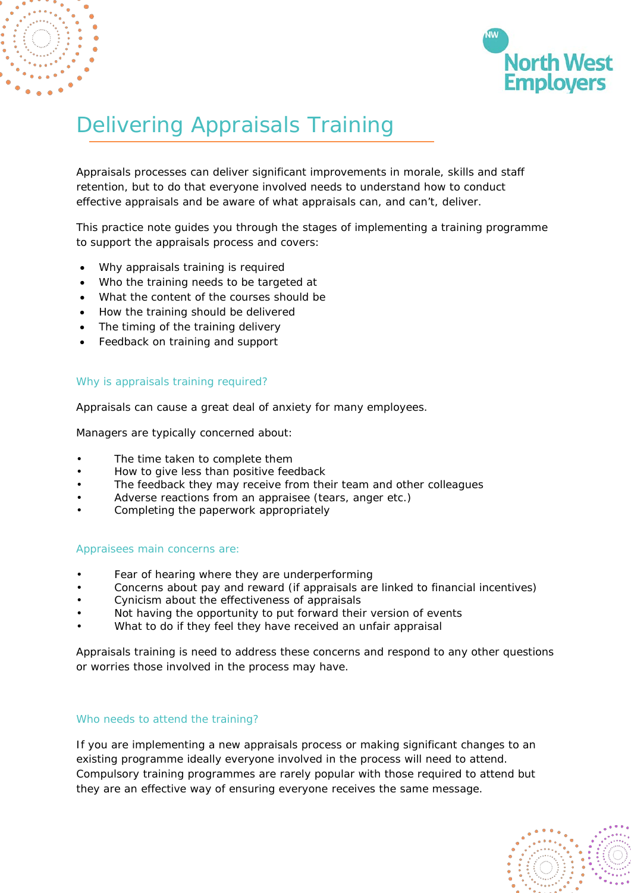# Delivering Appraisals Training

Appraisals processes can deliver significant improvements in morale, skills and staff retention, but to do that everyone involved needs to understand how to conduct effective appraisals and be aware of what appraisals can, and can't, deliver.

This practice note guides you through the stages of implementing a training programme to support the appraisals process and covers:

- Why appraisals training is required
- Who the training needs to be targeted at
- What the content of the courses should be
- How the training should be delivered
- The timing of the training delivery
- Feedback on training and support

## Why is appraisals training required?

Appraisals can cause a great deal of anxiety for many employees.

Managers are typically concerned about:

- The time taken to complete them
- How to give less than positive feedback
- The feedback they may receive from their team and other colleagues
- Adverse reactions from an appraisee (tears, anger etc.)
- Completing the paperwork appropriately

## Appraisees main concerns are:

- Fear of hearing where they are underperforming
- Concerns about pay and reward (if appraisals are linked to financial incentives)
- Cynicism about the effectiveness of appraisals
- Not having the opportunity to put forward their version of events
- What to do if they feel they have received an unfair appraisal

Appraisals training is need to address these concerns and respond to any other questions or worries those involved in the process may have.

## Who needs to attend the training?

If you are implementing a new appraisals process or making significant changes to an existing programme ideally everyone involved in the process will need to attend. Compulsory training programmes are rarely popular with those required to attend but they are an effective way of ensuring everyone receives the same message.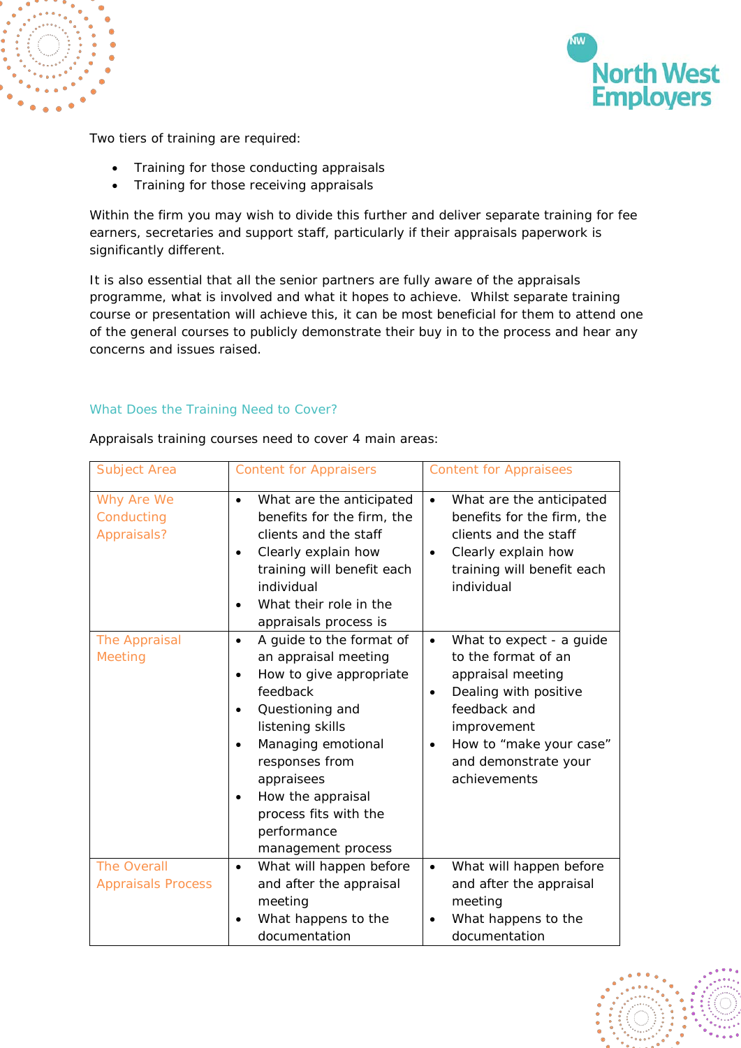Two tiers of training are required:

- Training for those conducting appraisals
- Training for those receiving appraisals

Within the firm you may wish to divide this further and deliver separate training for fee earners, secretaries and support staff, particularly if their appraisals paperwork is significantly different.

It is also essential that all the senior partners are fully aware of the appraisals programme, what is involved and what it hopes to achieve. Whilst separate training course or presentation will achieve this, it can be most beneficial for them to attend one of the general courses to publicly demonstrate their buy in to the process and hear any concerns and issues raised.

## What Does the Training Need to Cover?

Appraisals training courses need to cover 4 main areas:

| Subject Area | Content for Appraisers | Content for Appraisees |
|---|---|---|
| Why Are We Conducting Appraisals? | • What are the anticipated benefits for the firm, the clients and the staff<br>• Clearly explain how training will benefit each individual<br>• What their role in the appraisals process is | • What are the anticipated benefits for the firm, the clients and the staff<br>• Clearly explain how training will benefit each individual |
| The Appraisal Meeting | • A guide to the format of an appraisal meeting<br>• How to give appropriate feedback<br>• Questioning and listening skills<br>• Managing emotional responses from appraisees<br>• How the appraisal process fits with the performance management process | • What to expect - a guide to the format of an appraisal meeting<br>• Dealing with positive feedback and improvement<br>• How to "make your case" and demonstrate your achievements |
| The Overall Appraisals Process | • What will happen before and after the appraisal meeting<br>• What happens to the documentation | • What will happen before and after the appraisal meeting<br>• What happens to the documentation |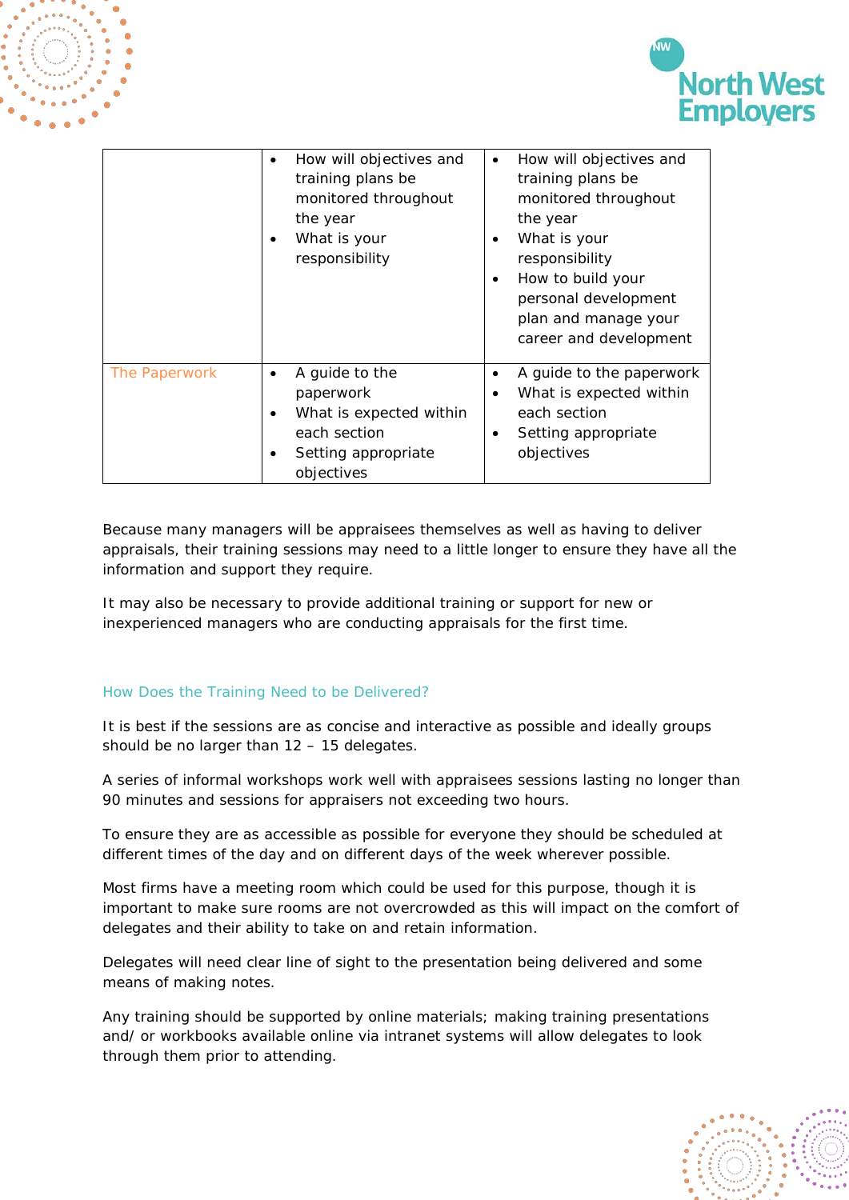| | | |
|---|---|---|
| | • How will objectives and training plans be monitored throughout the year<br>• What is your responsibility | • How will objectives and training plans be monitored throughout the year<br>• What is your responsibility<br>• How to build your personal development plan and manage your career and development |
| The Paperwork | • A guide to the paperwork<br>• What is expected within each section<br>• Setting appropriate objectives | • A guide to the paperwork<br>• What is expected within each section<br>• Setting appropriate objectives |

Because many managers will be appraisees themselves as well as having to deliver appraisals, their training sessions may need to a little longer to ensure they have all the information and support they require.

It may also be necessary to provide additional training or support for new or inexperienced managers who are conducting appraisals for the first time.

## How Does the Training Need to be Delivered?

It is best if the sessions are as concise and interactive as possible and ideally groups should be no larger than 12 – 15 delegates.

A series of informal workshops work well with appraisees sessions lasting no longer than 90 minutes and sessions for appraisers not exceeding two hours.

To ensure they are as accessible as possible for everyone they should be scheduled at different times of the day and on different days of the week wherever possible.

Most firms have a meeting room which could be used for this purpose, though it is important to make sure rooms are not overcrowded as this will impact on the comfort of delegates and their ability to take on and retain information.

Delegates will need clear line of sight to the presentation being delivered and some means of making notes.

Any training should be supported by online materials; making training presentations and/ or workbooks available online via intranet systems will allow delegates to look through them prior to attending.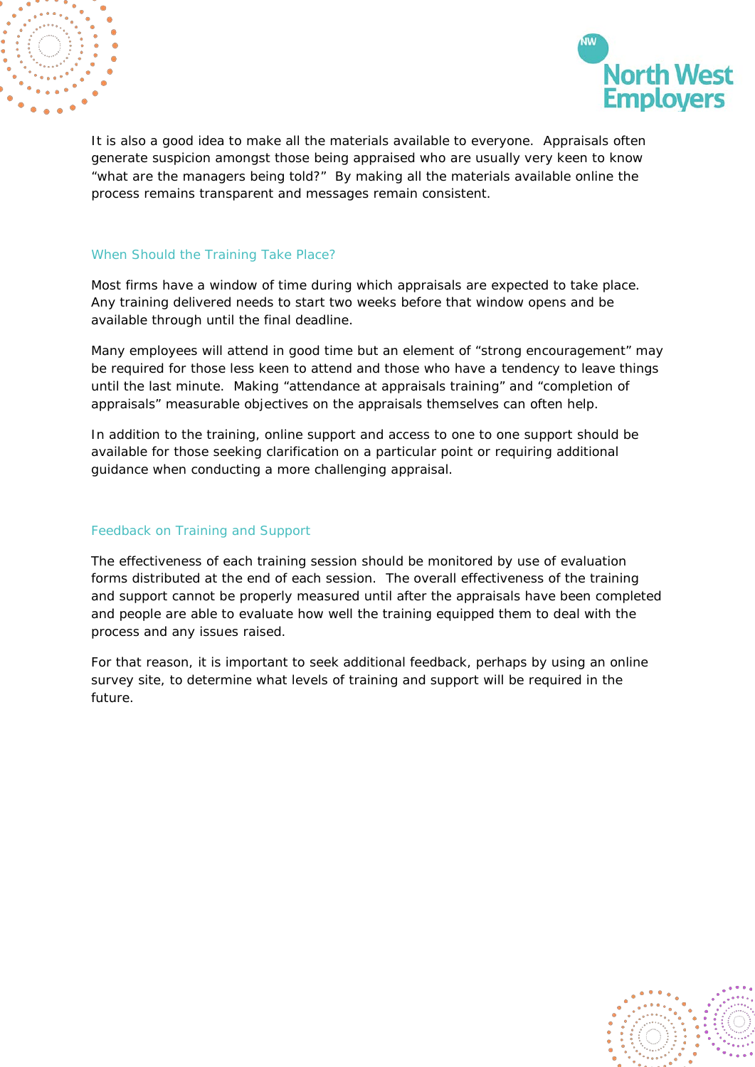It is also a good idea to make all the materials available to everyone. Appraisals often generate suspicion amongst those being appraised who are usually very keen to know "what are the managers being told?" By making all the materials available online the process remains transparent and messages remain consistent.

## When Should the Training Take Place?

Most firms have a window of time during which appraisals are expected to take place. Any training delivered needs to start two weeks before that window opens and be available through until the final deadline.

Many employees will attend in good time but an element of "strong encouragement" may be required for those less keen to attend and those who have a tendency to leave things until the last minute. Making "attendance at appraisals training" and "completion of appraisals" measurable objectives on the appraisals themselves can often help.

In addition to the training, online support and access to one to one support should be available for those seeking clarification on a particular point or requiring additional guidance when conducting a more challenging appraisal.

## Feedback on Training and Support

The effectiveness of each training session should be monitored by use of evaluation forms distributed at the end of each session. The overall effectiveness of the training and support cannot be properly measured until after the appraisals have been completed and people are able to evaluate how well the training equipped them to deal with the process and any issues raised.

For that reason, it is important to seek additional feedback, perhaps by using an online survey site, to determine what levels of training and support will be required in the future.